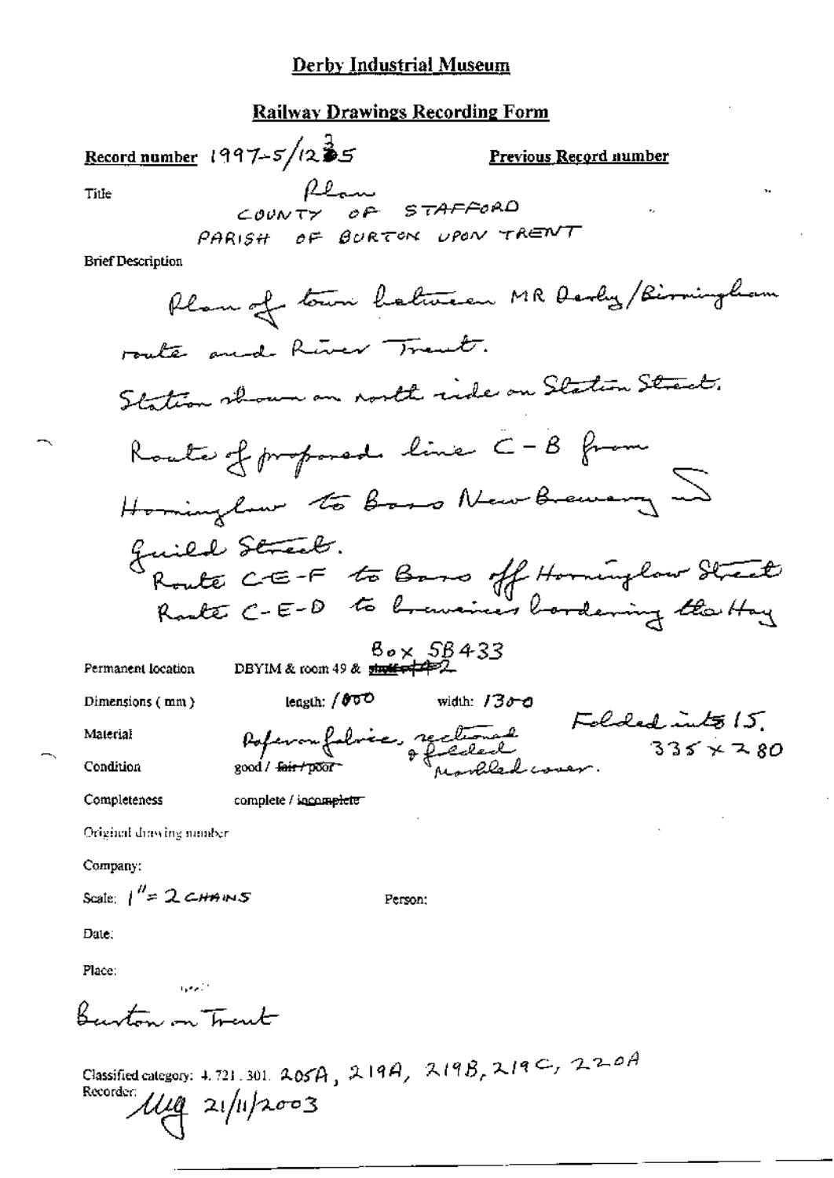# Derby Industrial Museum

## Railway Drawings Recording Form

**Record number** 1997-5/1235 **Previous Record number**

Title: Plan
COUNTY OF STAFFORD
PARISH OF BURTON UPON TRENT

Brief Description:

Plan of town between MR Derby/Birmingham route and River Trent.
Station shown on north side on Station Street.
Route of proposed line C-B from Horninglow to Bass New Brewery and Guild Street.
Route C-E-F to Bass off Horninglow Street
Route C-E-D to breweries bordering the Hay

Permanent location: DBYIM & room 49 & ~~shelf 142~~ Box 5B433

Dimensions (mm): length: 1000 width: 1300

Material: Paper on fabric, sectioned & folded. Folded into 15. 335 x 280, marbled cover.

Condition: good / ~~fair / poor~~

Completeness: complete / ~~incomplete~~

Original drawing number:

Company:

Scale: 1" = 2 CHAINS

Person:

Date:

Place:

Burton on Trent

Classified category: 4.721.301. 205A, 219A, 219B, 219C, 220A

Recorder: MG 21/11/2003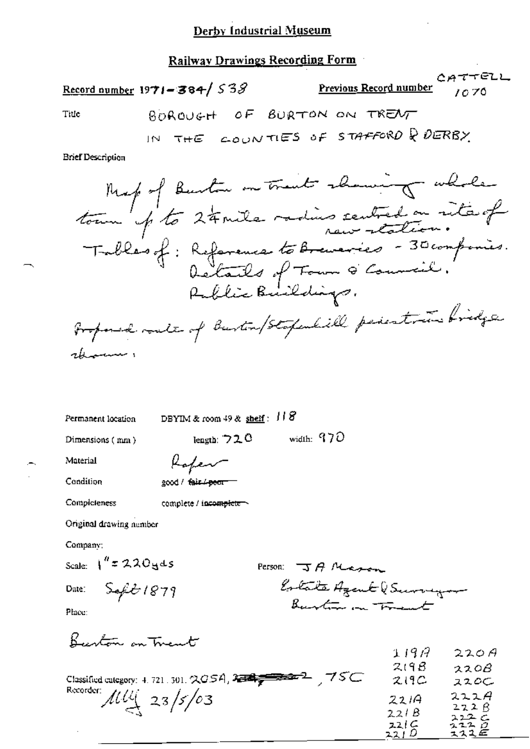Derby Industrial Museum

Railway Drawings Recording Form

Record number 1971-384/538

Previous Record number CATTELL 1070

Title BOROUGH OF BURTON ON TRENT IN THE COUNTIES OF STAFFORD & DERBY.

Brief Description

Map of Burton on Trent showing whole town up to 2¼ mile radius centred on site of new station.
Tables of: Reference to Breweries - 30 companies.
Details of Town & Council.
Public Buildings.

Proposed route of Burton/Stapenhill pedestrian bridge shown.

Permanent location DBYIM & room 49 & shelf: 118

Dimensions (mm) length: 720 width: 970

Material Paper

Condition good / ~~fair / poor~~

Completeness complete / ~~incomplete~~

Original drawing number

Company:

Scale: 1" = 220yds

Person: J A Mason
Estate Agent & Surveyor
Burton on Trent

Date: Sept 1879

Place:

Burton on Trent

Classified category: 4. 721. 301. 205A, ~~~~, 75C

Recorder: MW 23/5/03

| | |
|---|---|
| 219A | 220A |
| 219B | 220B |
| 219C | 220C |
| 221A | 222A |
| 221B | 222B |
| 221C | 222C |
| 221D | 222D |
| | 222E |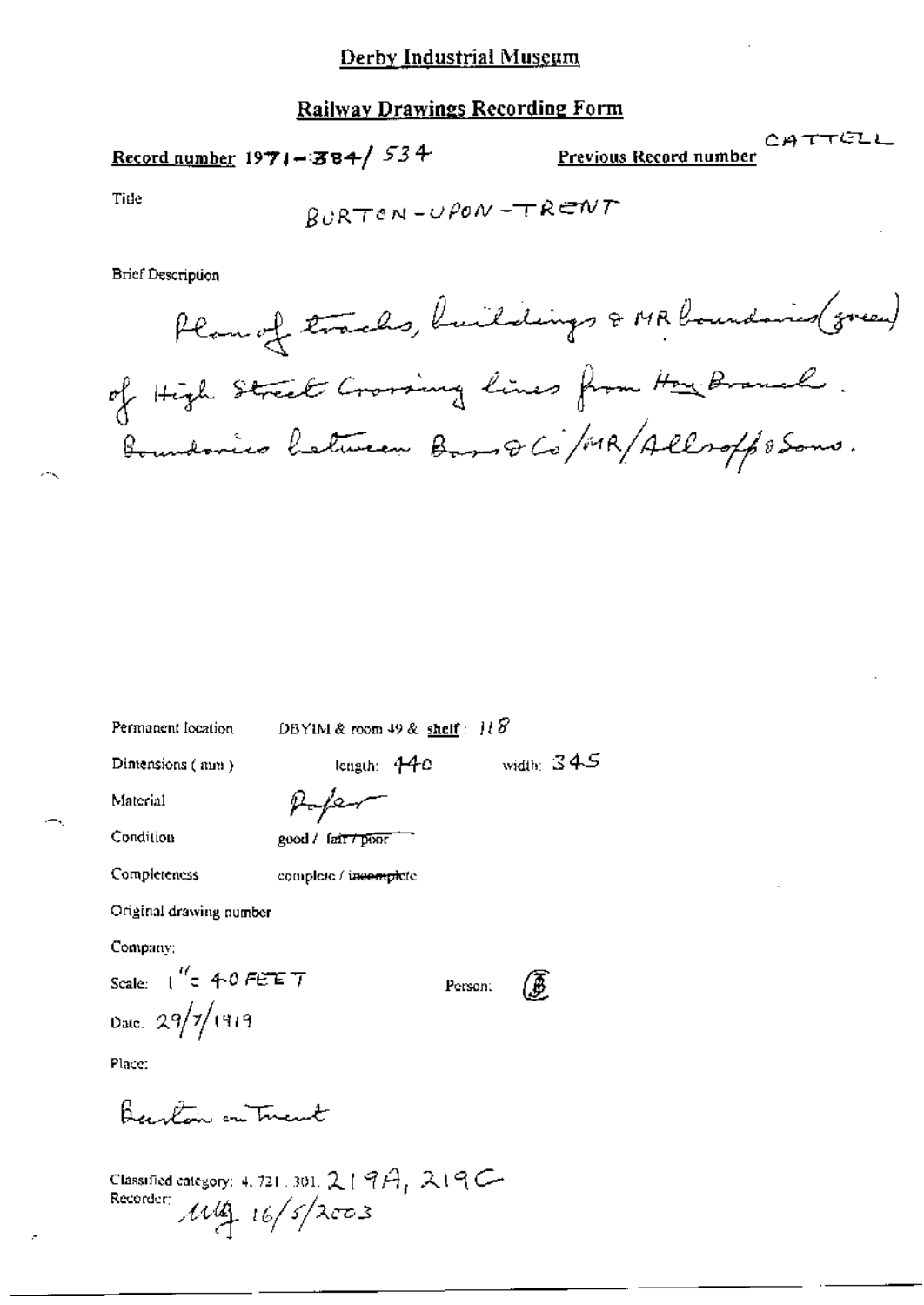# Derby Industrial Museum

## Railway Drawings Recording Form

**Record number** 1971-384/ 534

**Previous Record number** CATTELL

Title

BURTON-UPON-TRENT

Brief Description

Plan of tracks, buildings & MR boundaries (green) of High Street Crossing lines from Hay Branch. Boundaries between Bass & Co/MR/Allsopp & Sons.

Permanent location: DBYIM & room 49 & **shelf**: 118

Dimensions (mm): length: 440 width: 345

Material: Paper

Condition: good / ~~fair / poor~~

Completeness: complete / ~~incomplete~~

Original drawing number

Company:

Scale: 1" = 40 FEET

Person:

Date: 29/7/1919

Place:

Burton on Trent

Classified category: 4. 721. 301. 219A, 219C

Recorder: MB 16/5/2003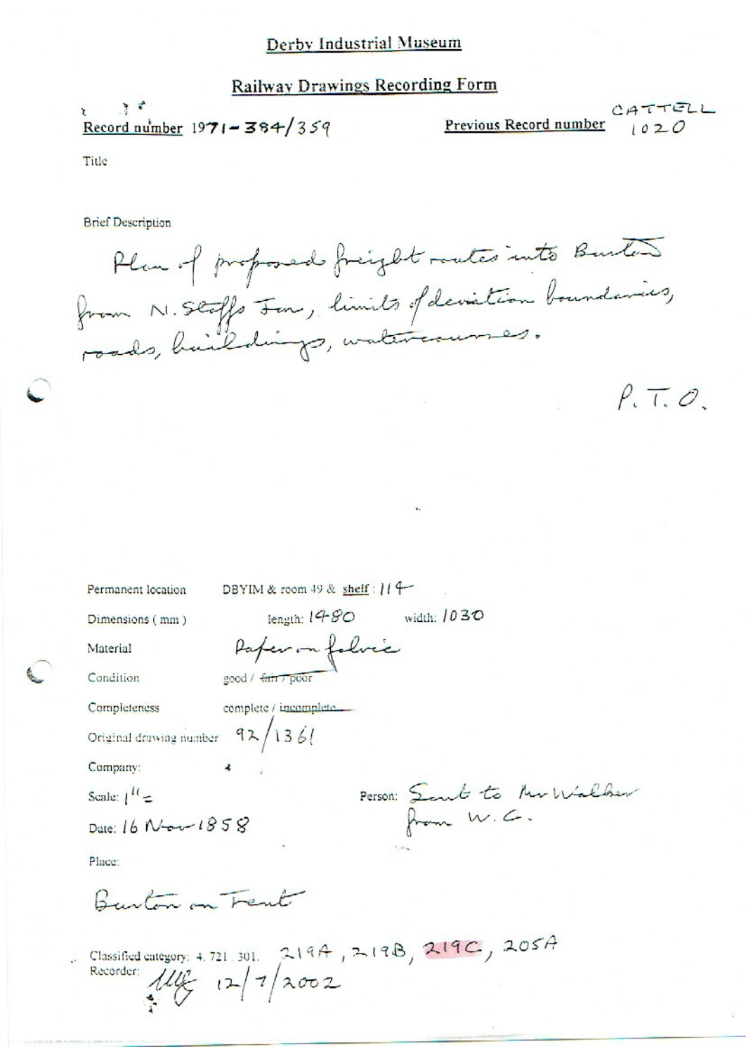# Derby Industrial Museum

## Railway Drawings Recording Form

**Record number** 1971-384/359

**Previous Record number** CATTELL 1020

Title

Brief Description

Plan of proposed freight routes into Burton from N. Staffs Jcn, limits of deviation boundaries, roads, buildings, watercourses.

P.T.O.

Permanent location DBYIM & room 49 & shelf : 114

Dimensions ( mm ) length: 1480 width: 1030

Material Paper on fabric

Condition good / ~~fair / poor~~

Completeness complete / ~~incomplete~~

Original drawing number 92/1361

Company:

Scale: 1" =

Person: Sent to Mr Walker from W.C.

Date: 16 Nov 1858

Place:

Burton on Trent

Classified category: 4. 721. 301. 219A, 219B, 219C, 205A

Recorder: 12/7/2002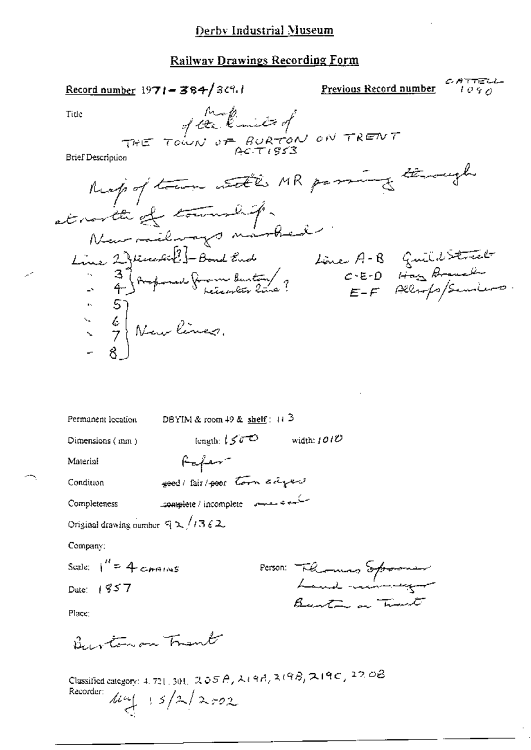# Derby Industrial Museum

## Railway Drawings Recording Form

**Record number** 1971-384/369.1

**Previous Record number** CATTELL 1090

Title

Map of the limits of THE TOWN OF BURTON ON TRENT ACT 1853

Brief Description

Map of town with MR passing through at north of township.

New railways marked.

Line 2 Horninglow [?] - Bond End
" 3 } Proposed from Burton/
" 4 } Leicester Line?
" 5 }
" 6 } New lines.
" 7 }
" 8 }

Line A-B Guild Street
C-E-D Hay Branch
E-F Allsopps/Sidings.

Permanent location DBYIM & room 49 & shelf: 113

Dimensions (mm) length: 1500 width: 1010

Material Paper

Condition ~~good~~ / fair / ~~poor~~ Torn edges

Completeness ~~complete~~ / incomplete one end

Original drawing number 92/1362

Company:

Scale: 1" = 4 CHAINS

Person: Thomas Spooner Land surveyor Burton on Trent

Date: 1857

Place:

Burton on Trent

Classified category: 4. 721. 301. 205A, 219A, 219B, 219C, 220B

Recorder: MW 15/2/2002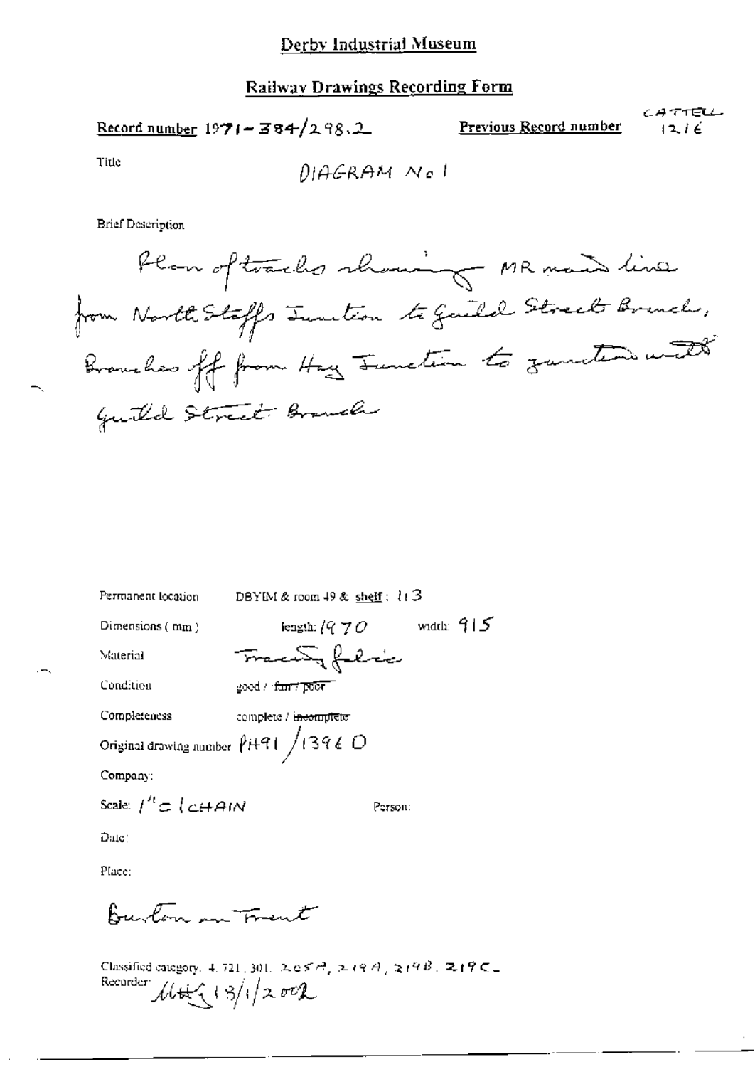# Derby Industrial Museum

## Railway Drawings Recording Form

**Record number** 1971-384/298.2 **Previous Record number** CATTELL 1216

Title DIAGRAM No 1

Brief Description

Plan of tracks showing MR main line from North Staffs Junction to Guild Street Branch, Branches off from Hay Junction to junction with Guild Street Branch

Permanent location DBYIM & room 49 & shelf: 113

Dimensions (mm) length: 1970 width: 915

Material Tracing fabric

Condition good / ~~fair / poor~~

Completeness complete / ~~incomplete~~

Original drawing number PH91 / 1396 O

Company:

Scale: 1" = 1 CHAIN Person:

Date:

Place:

Burton on Trent

Classified category. 4. 721. 301. 205A, 219A, 219B, 219C

Recorder MHG 18/1/2002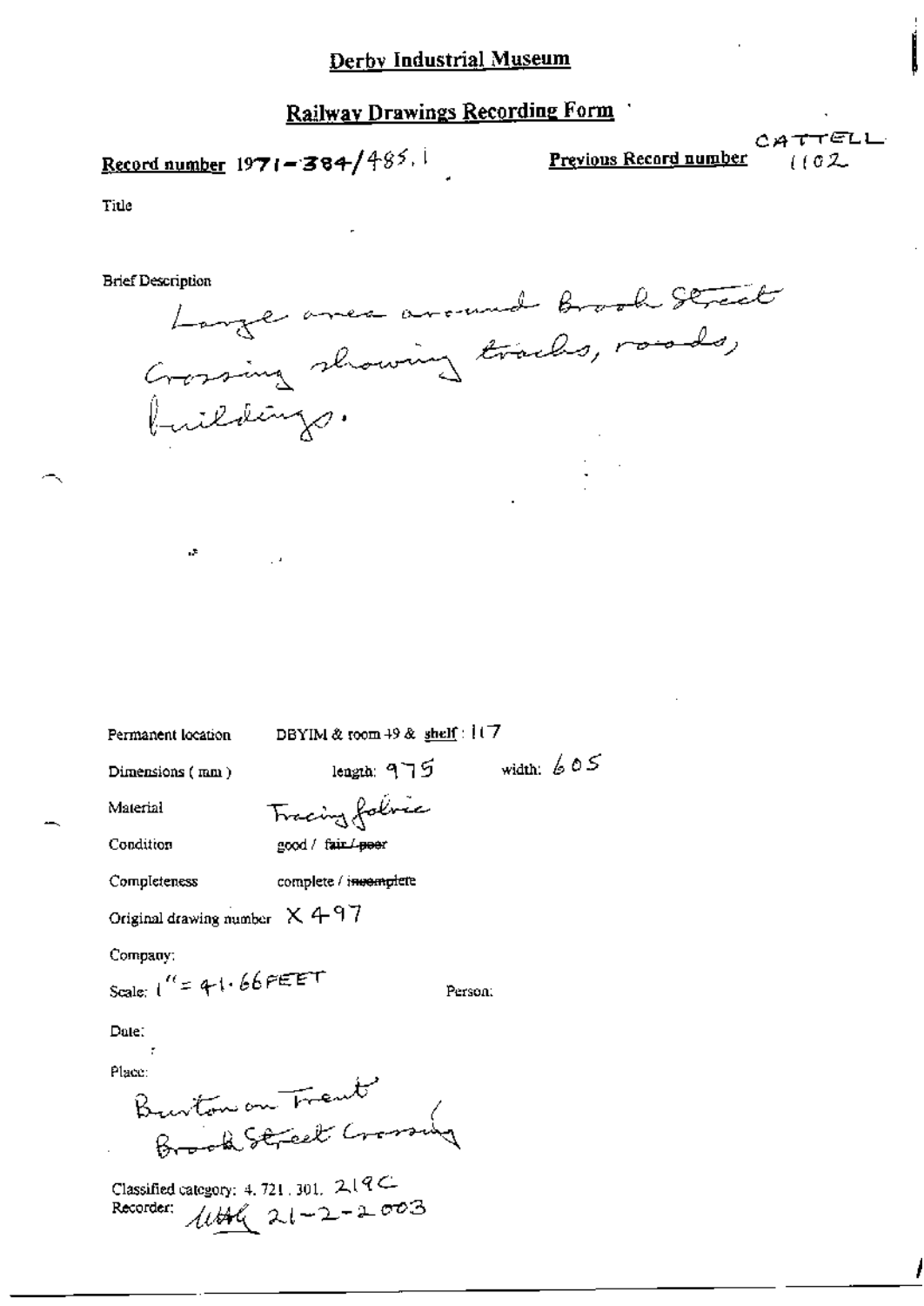# Derby Industrial Museum

## Railway Drawings Recording Form

**Record number** 1971-384/485.1

**Previous Record number** CATTELL 1102

Title

Brief Description

Large area around Brook Street Crossing showing tracks, roads, buildings.

Permanent location DBYIM & room 49 & shelf: 117

Dimensions (mm) length: 975 width: 605

Material Tracing fabric

Condition good / ~~fair / poor~~

Completeness complete / ~~incomplete~~

Original drawing number X 497

Company:

Scale: 1" = 41.66 FEET

Person:

Date:

Place:

Burton on Trent
Brook Street Crossing

Classified category: 4.721.301. 219C

Recorder: MHG 21-2-2003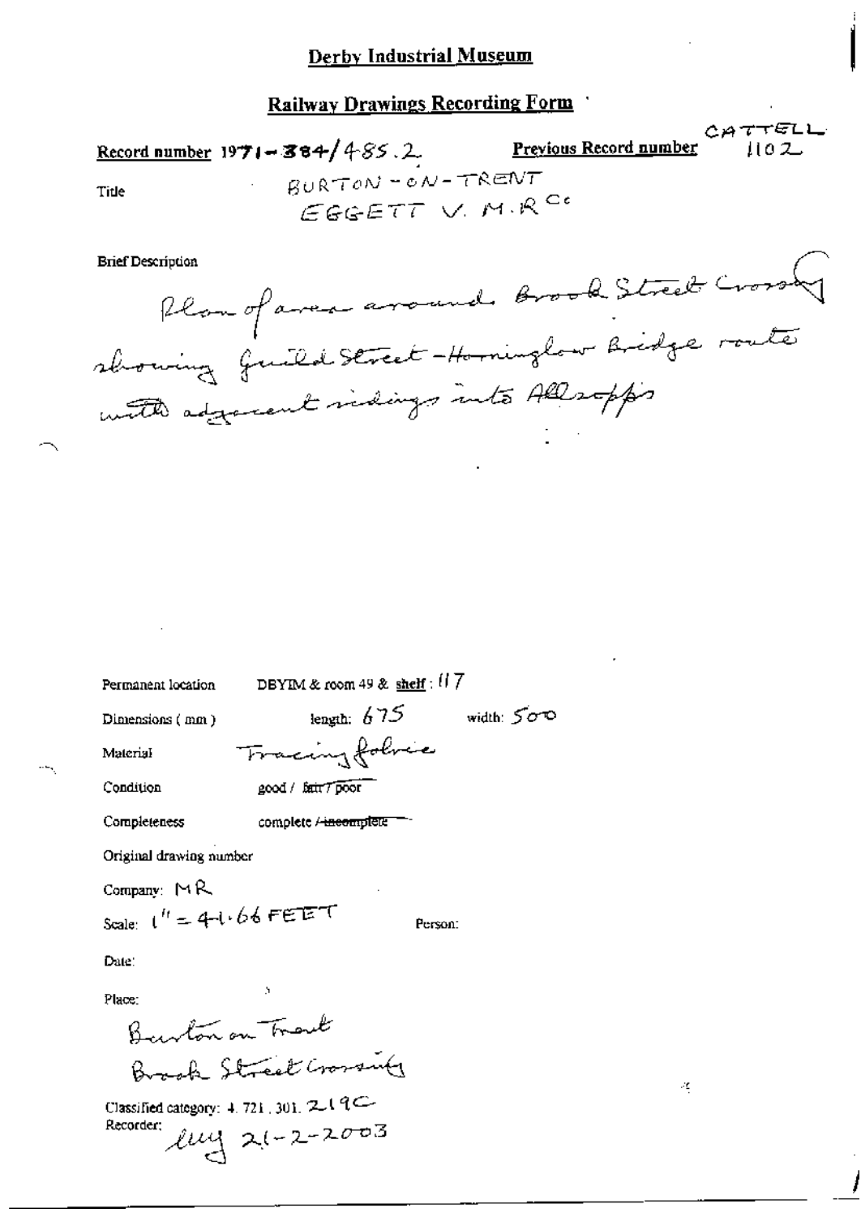# Derby Industrial Museum

## Railway Drawings Recording Form

**Record number** 1971-384/485.2 **Previous Record number** CATTELL 1102

Title BURTON-ON-TRENT
EGGETT V. M.R Co

Brief Description

Plan of area around Brook Street Crossing showing Guild Street-Horninglow Bridge route with adjacent sidings into Allsopps

Permanent location DBYIM & room 49 & shelf: 117

Dimensions (mm) length: 675 width: 500

Material Tracing fabric

Condition good / ~~fair / poor~~

Completeness complete / ~~incomplete~~

Original drawing number

Company: MR

Scale: 1" = 41.66 FEET Person:

Date:

Place:

Burton on Trent
Brook Street Crossing

Classified category: 4. 721. 301. 219C

Recorder: lmy 21-2-2003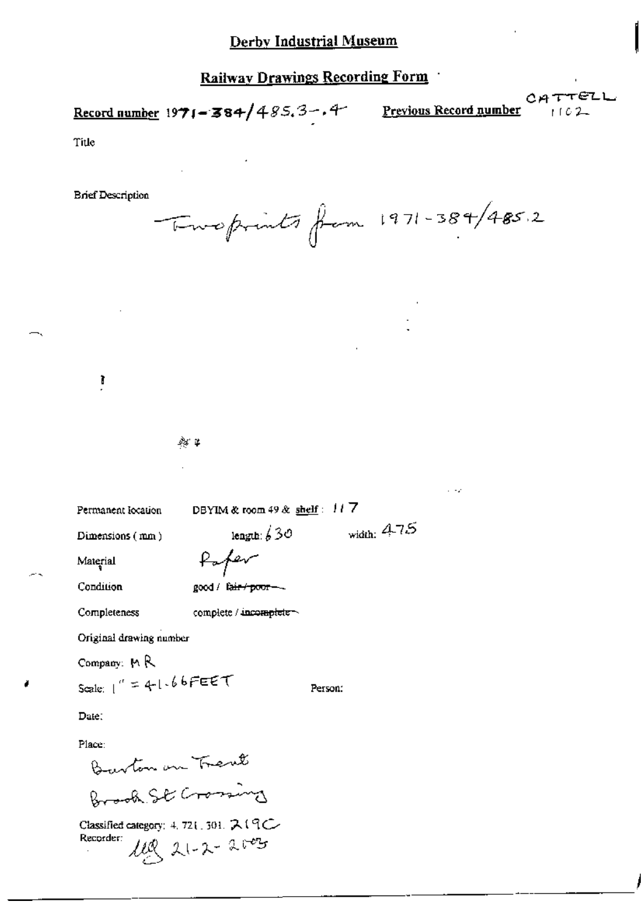# Derby Industrial Museum

## Railway Drawings Recording Form

**Record number** 1971-384/485.3-.4 **Previous Record number** CATTELL 1102

Title

Brief Description

Two prints from 1971-384/485.2

Permanent location DBYIM & room 49 & shelf: 117

Dimensions (mm) length: 630 width: 475

Material Paper

Condition good / ~~fair / poor~~

Completeness complete / ~~incomplete~~

Original drawing number

Company: MR

Scale: 1" = 41.66 FEET Person:

Date:

Place:

Burton on Trent

Brook St Crossing

Classified category: 4. 721. 301. 219C

Recorder: 21-2-2003